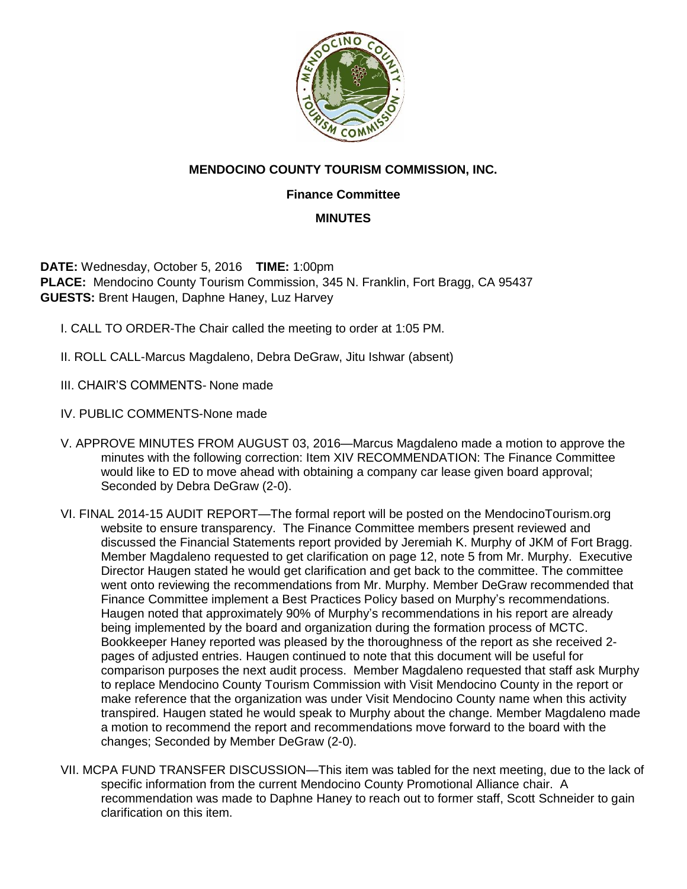# MENDOCINO COUNTY TOURISM COMMISSION, INC.

## Finance Committee

## MINUTES

**DATE:** Wednesday, October 5, 2016 **TIME:** 1:00pm
**PLACE:** Mendocino County Tourism Commission, 345 N. Franklin, Fort Bragg, CA 95437
**GUESTS:** Brent Haugen, Daphne Haney, Luz Harvey

I. CALL TO ORDER-The Chair called the meeting to order at 1:05 PM.

II. ROLL CALL-Marcus Magdaleno, Debra DeGraw, Jitu Ishwar (absent)

III. CHAIR'S COMMENTS- None made

IV. PUBLIC COMMENTS-None made

V. APPROVE MINUTES FROM AUGUST 03, 2016—Marcus Magdaleno made a motion to approve the minutes with the following correction: Item XIV RECOMMENDATION: The Finance Committee would like to ED to move ahead with obtaining a company car lease given board approval; Seconded by Debra DeGraw (2-0).

VI. FINAL 2014-15 AUDIT REPORT—The formal report will be posted on the MendocinoTourism.org website to ensure transparency. The Finance Committee members present reviewed and discussed the Financial Statements report provided by Jeremiah K. Murphy of JKM of Fort Bragg. Member Magdaleno requested to get clarification on page 12, note 5 from Mr. Murphy. Executive Director Haugen stated he would get clarification and get back to the committee. The committee went onto reviewing the recommendations from Mr. Murphy. Member DeGraw recommended that Finance Committee implement a Best Practices Policy based on Murphy's recommendations. Haugen noted that approximately 90% of Murphy's recommendations in his report are already being implemented by the board and organization during the formation process of MCTC. Bookkeeper Haney reported was pleased by the thoroughness of the report as she received 2-pages of adjusted entries. Haugen continued to note that this document will be useful for comparison purposes the next audit process. Member Magdaleno requested that staff ask Murphy to replace Mendocino County Tourism Commission with Visit Mendocino County in the report or make reference that the organization was under Visit Mendocino County name when this activity transpired. Haugen stated he would speak to Murphy about the change. Member Magdaleno made a motion to recommend the report and recommendations move forward to the board with the changes; Seconded by Member DeGraw (2-0).

VII. MCPA FUND TRANSFER DISCUSSION—This item was tabled for the next meeting, due to the lack of specific information from the current Mendocino County Promotional Alliance chair. A recommendation was made to Daphne Haney to reach out to former staff, Scott Schneider to gain clarification on this item.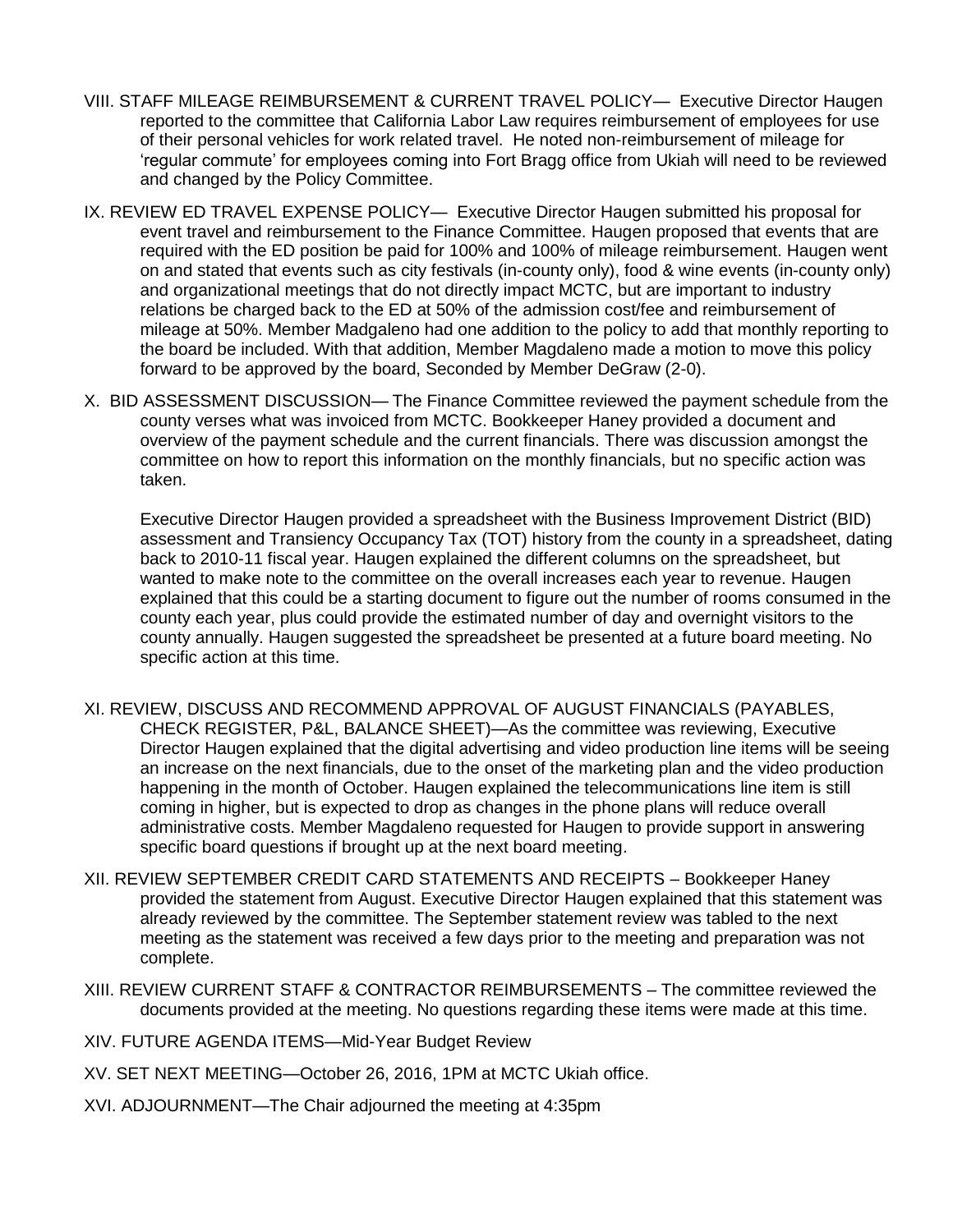VIII. STAFF MILEAGE REIMBURSEMENT & CURRENT TRAVEL POLICY— Executive Director Haugen reported to the committee that California Labor Law requires reimbursement of employees for use of their personal vehicles for work related travel. He noted non-reimbursement of mileage for 'regular commute' for employees coming into Fort Bragg office from Ukiah will need to be reviewed and changed by the Policy Committee.

IX. REVIEW ED TRAVEL EXPENSE POLICY— Executive Director Haugen submitted his proposal for event travel and reimbursement to the Finance Committee. Haugen proposed that events that are required with the ED position be paid for 100% and 100% of mileage reimbursement. Haugen went on and stated that events such as city festivals (in-county only), food & wine events (in-county only) and organizational meetings that do not directly impact MCTC, but are important to industry relations be charged back to the ED at 50% of the admission cost/fee and reimbursement of mileage at 50%. Member Madgaleno had one addition to the policy to add that monthly reporting to the board be included. With that addition, Member Magdaleno made a motion to move this policy forward to be approved by the board, Seconded by Member DeGraw (2-0).

X. BID ASSESSMENT DISCUSSION— The Finance Committee reviewed the payment schedule from the county verses what was invoiced from MCTC. Bookkeeper Haney provided a document and overview of the payment schedule and the current financials. There was discussion amongst the committee on how to report this information on the monthly financials, but no specific action was taken.

Executive Director Haugen provided a spreadsheet with the Business Improvement District (BID) assessment and Transiency Occupancy Tax (TOT) history from the county in a spreadsheet, dating back to 2010-11 fiscal year. Haugen explained the different columns on the spreadsheet, but wanted to make note to the committee on the overall increases each year to revenue. Haugen explained that this could be a starting document to figure out the number of rooms consumed in the county each year, plus could provide the estimated number of day and overnight visitors to the county annually. Haugen suggested the spreadsheet be presented at a future board meeting. No specific action at this time.

XI. REVIEW, DISCUSS AND RECOMMEND APPROVAL OF AUGUST FINANCIALS (PAYABLES, CHECK REGISTER, P&L, BALANCE SHEET)—As the committee was reviewing, Executive Director Haugen explained that the digital advertising and video production line items will be seeing an increase on the next financials, due to the onset of the marketing plan and the video production happening in the month of October. Haugen explained the telecommunications line item is still coming in higher, but is expected to drop as changes in the phone plans will reduce overall administrative costs. Member Magdaleno requested for Haugen to provide support in answering specific board questions if brought up at the next board meeting.

XII. REVIEW SEPTEMBER CREDIT CARD STATEMENTS AND RECEIPTS – Bookkeeper Haney provided the statement from August. Executive Director Haugen explained that this statement was already reviewed by the committee. The September statement review was tabled to the next meeting as the statement was received a few days prior to the meeting and preparation was not complete.

XIII. REVIEW CURRENT STAFF & CONTRACTOR REIMBURSEMENTS – The committee reviewed the documents provided at the meeting. No questions regarding these items were made at this time.

XIV. FUTURE AGENDA ITEMS—Mid-Year Budget Review

XV. SET NEXT MEETING—October 26, 2016, 1PM at MCTC Ukiah office.

XVI. ADJOURNMENT—The Chair adjourned the meeting at 4:35pm